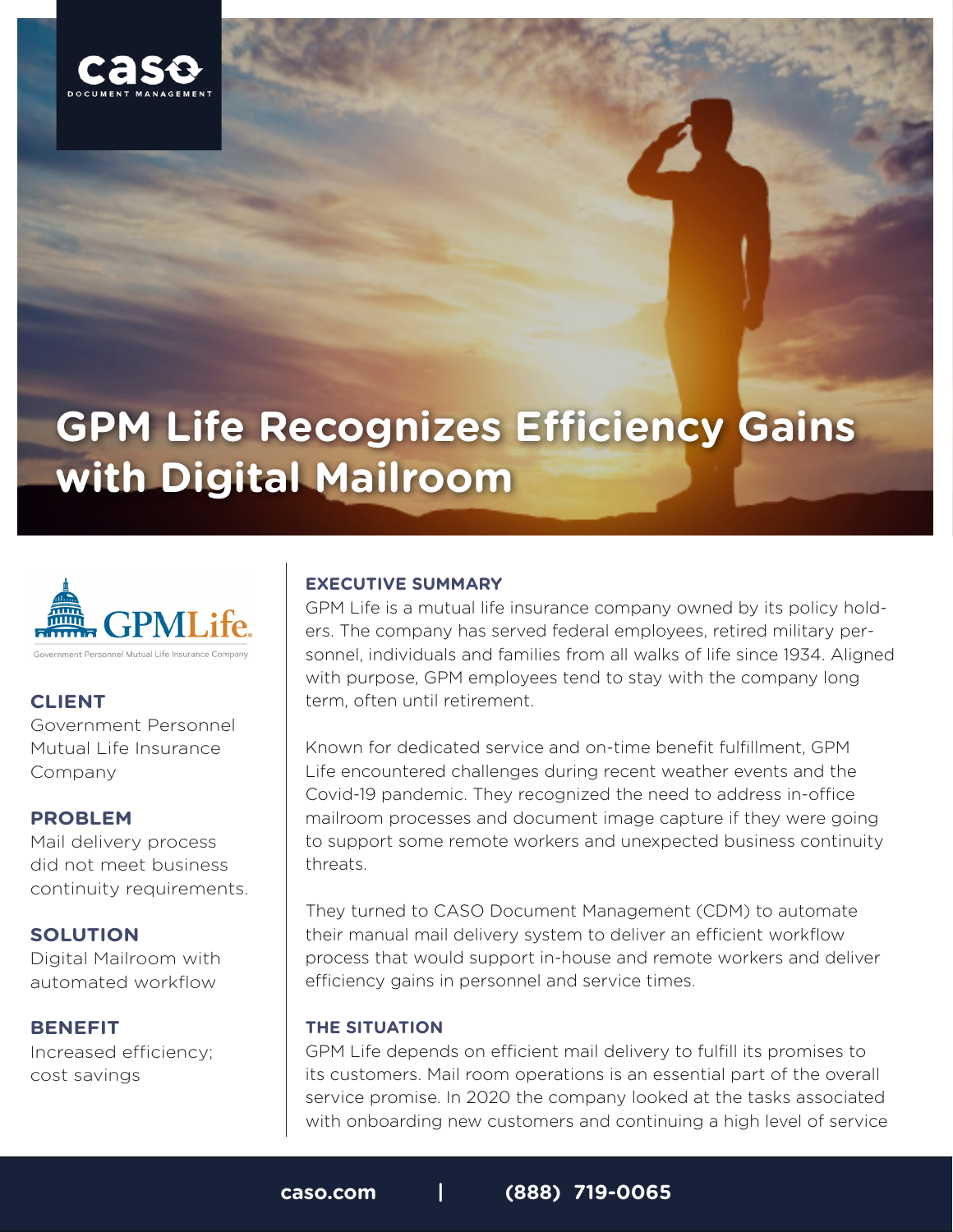caso
DOCUMENT MANAGEMENT

# GPM Life Recognizes Efficiency Gains with Digital Mailroom

GPMLife
Government Personnel Mutual Life Insurance Company

**CLIENT**
Government Personnel Mutual Life Insurance Company

**PROBLEM**
Mail delivery process did not meet business continuity requirements.

**SOLUTION**
Digital Mailroom with automated workflow

**BENEFIT**
Increased efficiency; cost savings

## EXECUTIVE SUMMARY

GPM Life is a mutual life insurance company owned by its policy holders. The company has served federal employees, retired military personnel, individuals and families from all walks of life since 1934. Aligned with purpose, GPM employees tend to stay with the company long term, often until retirement.

Known for dedicated service and on-time benefit fulfillment, GPM Life encountered challenges during recent weather events and the Covid-19 pandemic. They recognized the need to address in-office mailroom processes and document image capture if they were going to support some remote workers and unexpected business continuity threats.

They turned to CASO Document Management (CDM) to automate their manual mail delivery system to deliver an efficient workflow process that would support in-house and remote workers and deliver efficiency gains in personnel and service times.

## THE SITUATION

GPM Life depends on efficient mail delivery to fulfill its promises to its customers. Mail room operations is an essential part of the overall service promise. In 2020 the company looked at the tasks associated with onboarding new customers and continuing a high level of service

caso.com | (888) 719-0065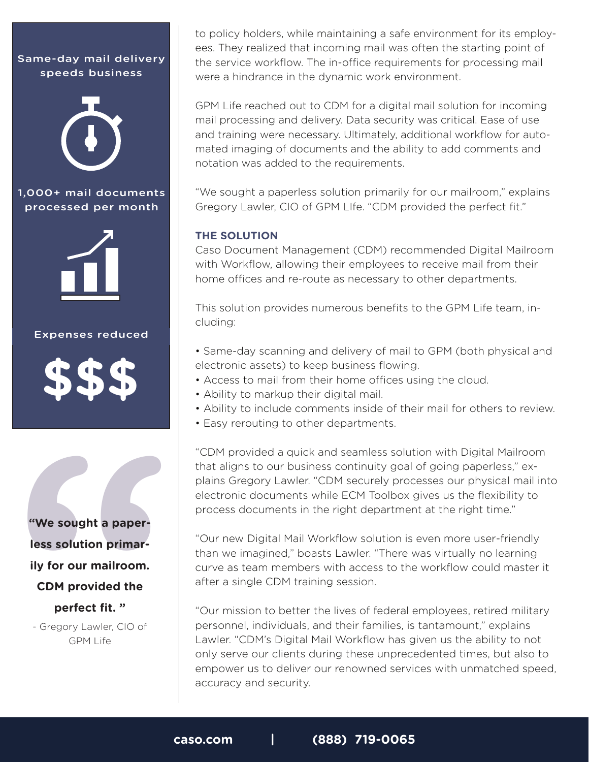Same-day mail delivery speeds business

1,000+ mail documents processed per month

Expenses reduced

$$$

**“We sought a paperless solution primarily for our mailroom. CDM provided the perfect fit. ”**

- Gregory Lawler, CIO of GPM Life

to policy holders, while maintaining a safe environment for its employees. They realized that incoming mail was often the starting point of the service workflow. The in-office requirements for processing mail were a hindrance in the dynamic work environment.

GPM Life reached out to CDM for a digital mail solution for incoming mail processing and delivery. Data security was critical. Ease of use and training were necessary. Ultimately, additional workflow for automated imaging of documents and the ability to add comments and notation was added to the requirements.

“We sought a paperless solution primarily for our mailroom,” explains Gregory Lawler, CIO of GPM LIfe. “CDM provided the perfect fit.”

### THE SOLUTION

Caso Document Management (CDM) recommended Digital Mailroom with Workflow, allowing their employees to receive mail from their home offices and re-route as necessary to other departments.

This solution provides numerous benefits to the GPM Life team, including:

- Same-day scanning and delivery of mail to GPM (both physical and electronic assets) to keep business flowing.
- Access to mail from their home offices using the cloud.
- Ability to markup their digital mail.
- Ability to include comments inside of their mail for others to review.
- Easy rerouting to other departments.

“CDM provided a quick and seamless solution with Digital Mailroom that aligns to our business continuity goal of going paperless,” explains Gregory Lawler. “CDM securely processes our physical mail into electronic documents while ECM Toolbox gives us the flexibility to process documents in the right department at the right time.”

“Our new Digital Mail Workflow solution is even more user-friendly than we imagined,” boasts Lawler. “There was virtually no learning curve as team members with access to the workflow could master it after a single CDM training session.

“Our mission to better the lives of federal employees, retired military personnel, individuals, and their families, is tantamount,” explains Lawler. “CDM’s Digital Mail Workflow has given us the ability to not only serve our clients during these unprecedented times, but also to empower us to deliver our renowned services with unmatched speed, accuracy and security.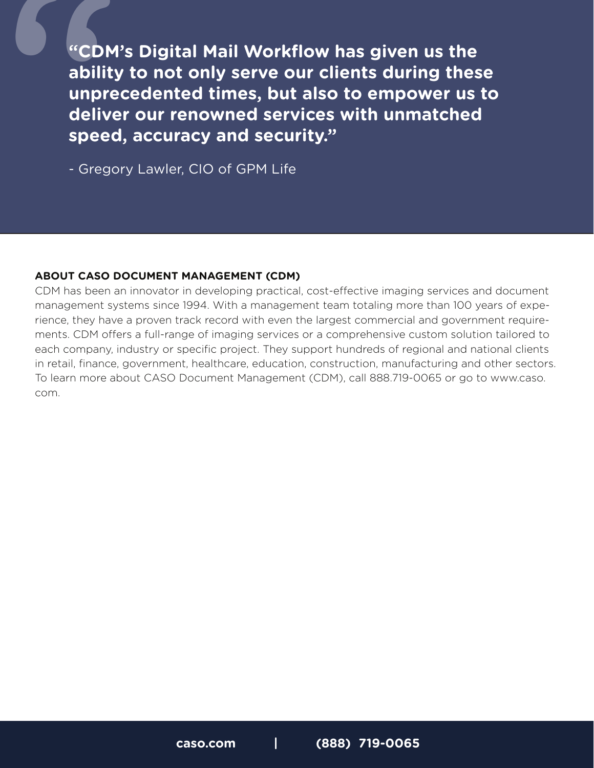> **"CDM's Digital Mail Workflow has given us the ability to not only serve our clients during these unprecedented times, but also to empower us to deliver our renowned services with unmatched speed, accuracy and security."**
>
> - Gregory Lawler, CIO of GPM Life

**ABOUT CASO DOCUMENT MANAGEMENT (CDM)**

CDM has been an innovator in developing practical, cost-effective imaging services and document management systems since 1994. With a management team totaling more than 100 years of experience, they have a proven track record with even the largest commercial and government requirements. CDM offers a full-range of imaging services or a comprehensive custom solution tailored to each company, industry or specific project. They support hundreds of regional and national clients in retail, finance, government, healthcare, education, construction, manufacturing and other sectors. To learn more about CASO Document Management (CDM), call 888.719-0065 or go to www.caso.com.

**caso.com | (888) 719-0065**